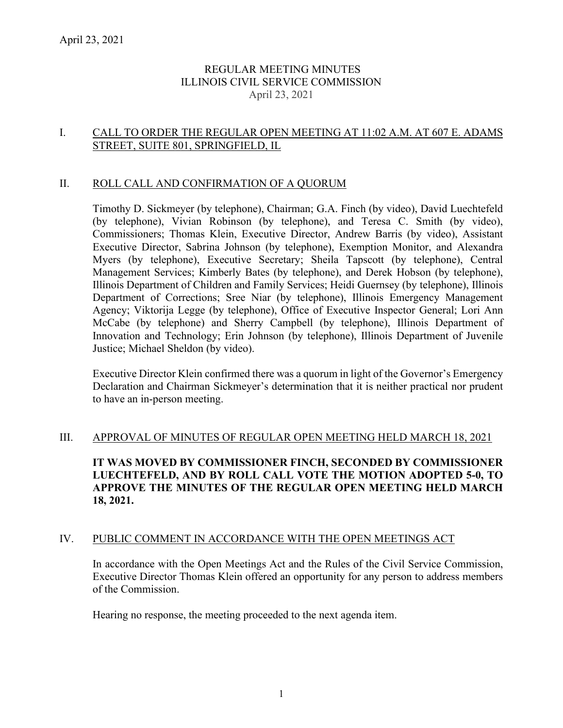April 23, 2021

# REGULAR MEETING MINUTES
# ILLINOIS CIVIL SERVICE COMMISSION
April 23, 2021

## I. CALL TO ORDER THE REGULAR OPEN MEETING AT 11:02 A.M. AT 607 E. ADAMS STREET, SUITE 801, SPRINGFIELD, IL

## II. ROLL CALL AND CONFIRMATION OF A QUORUM

Timothy D. Sickmeyer (by telephone), Chairman; G.A. Finch (by video), David Luechtefeld (by telephone), Vivian Robinson (by telephone), and Teresa C. Smith (by video), Commissioners; Thomas Klein, Executive Director, Andrew Barris (by video), Assistant Executive Director, Sabrina Johnson (by telephone), Exemption Monitor, and Alexandra Myers (by telephone), Executive Secretary; Sheila Tapscott (by telephone), Central Management Services; Kimberly Bates (by telephone), and Derek Hobson (by telephone), Illinois Department of Children and Family Services; Heidi Guernsey (by telephone), Illinois Department of Corrections; Sree Niar (by telephone), Illinois Emergency Management Agency; Viktorija Legge (by telephone), Office of Executive Inspector General; Lori Ann McCabe (by telephone) and Sherry Campbell (by telephone), Illinois Department of Innovation and Technology; Erin Johnson (by telephone), Illinois Department of Juvenile Justice; Michael Sheldon (by video).

Executive Director Klein confirmed there was a quorum in light of the Governor's Emergency Declaration and Chairman Sickmeyer's determination that it is neither practical nor prudent to have an in-person meeting.

## III. APPROVAL OF MINUTES OF REGULAR OPEN MEETING HELD MARCH 18, 2021

**IT WAS MOVED BY COMMISSIONER FINCH, SECONDED BY COMMISSIONER LUECHTEFELD, AND BY ROLL CALL VOTE THE MOTION ADOPTED 5-0, TO APPROVE THE MINUTES OF THE REGULAR OPEN MEETING HELD MARCH 18, 2021.**

## IV. PUBLIC COMMENT IN ACCORDANCE WITH THE OPEN MEETINGS ACT

In accordance with the Open Meetings Act and the Rules of the Civil Service Commission, Executive Director Thomas Klein offered an opportunity for any person to address members of the Commission.

Hearing no response, the meeting proceeded to the next agenda item.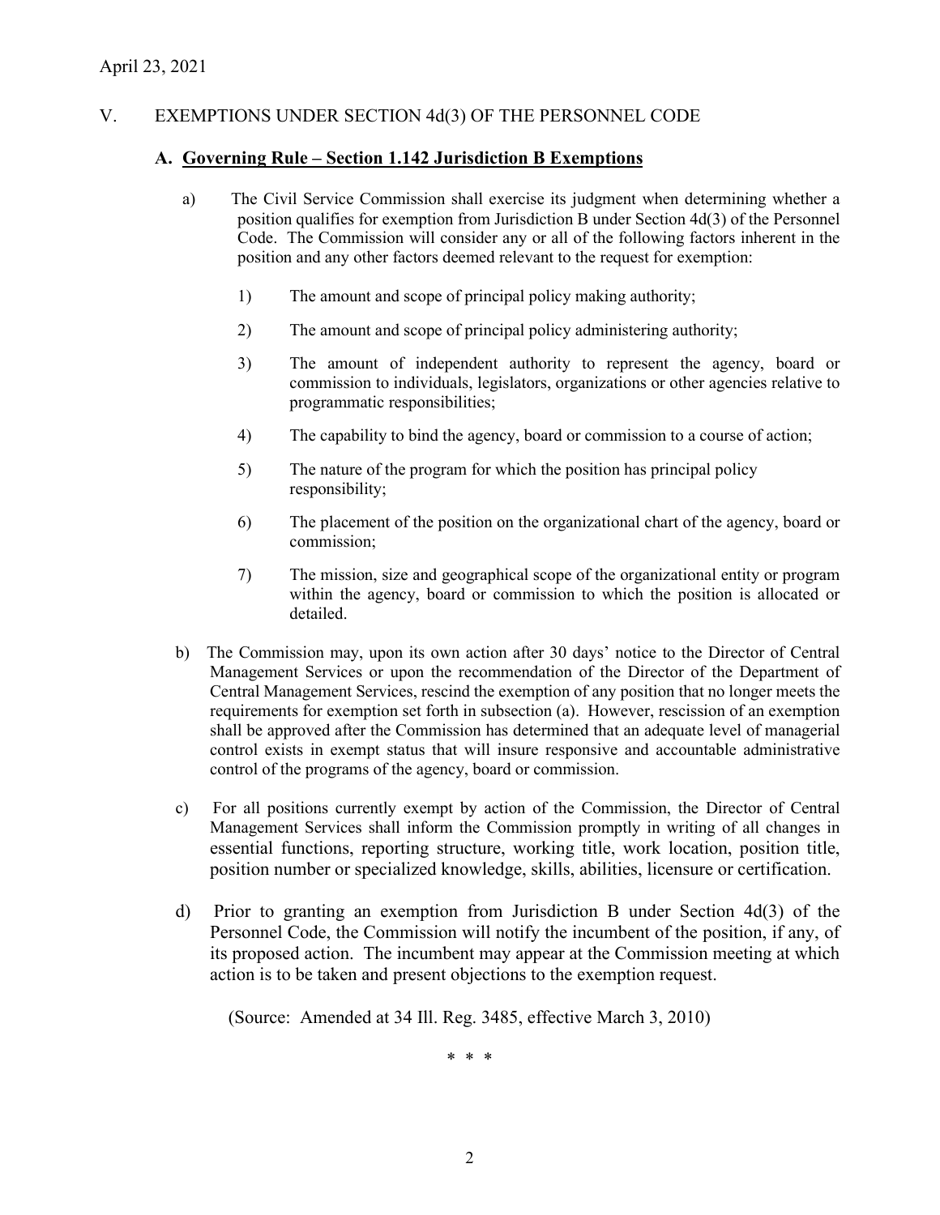April 23, 2021

## V. EXEMPTIONS UNDER SECTION 4d(3) OF THE PERSONNEL CODE

### A. <u>Governing Rule – Section 1.142 Jurisdiction B Exemptions</u>

a) The Civil Service Commission shall exercise its judgment when determining whether a position qualifies for exemption from Jurisdiction B under Section 4d(3) of the Personnel Code. The Commission will consider any or all of the following factors inherent in the position and any other factors deemed relevant to the request for exemption:

1) The amount and scope of principal policy making authority;

2) The amount and scope of principal policy administering authority;

3) The amount of independent authority to represent the agency, board or commission to individuals, legislators, organizations or other agencies relative to programmatic responsibilities;

4) The capability to bind the agency, board or commission to a course of action;

5) The nature of the program for which the position has principal policy responsibility;

6) The placement of the position on the organizational chart of the agency, board or commission;

7) The mission, size and geographical scope of the organizational entity or program within the agency, board or commission to which the position is allocated or detailed.

b) The Commission may, upon its own action after 30 days' notice to the Director of Central Management Services or upon the recommendation of the Director of the Department of Central Management Services, rescind the exemption of any position that no longer meets the requirements for exemption set forth in subsection (a). However, rescission of an exemption shall be approved after the Commission has determined that an adequate level of managerial control exists in exempt status that will insure responsive and accountable administrative control of the programs of the agency, board or commission.

c) For all positions currently exempt by action of the Commission, the Director of Central Management Services shall inform the Commission promptly in writing of all changes in essential functions, reporting structure, working title, work location, position title, position number or specialized knowledge, skills, abilities, licensure or certification.

d) Prior to granting an exemption from Jurisdiction B under Section 4d(3) of the Personnel Code, the Commission will notify the incumbent of the position, if any, of its proposed action. The incumbent may appear at the Commission meeting at which action is to be taken and present objections to the exemption request.

(Source: Amended at 34 Ill. Reg. 3485, effective March 3, 2010)

\* \* \*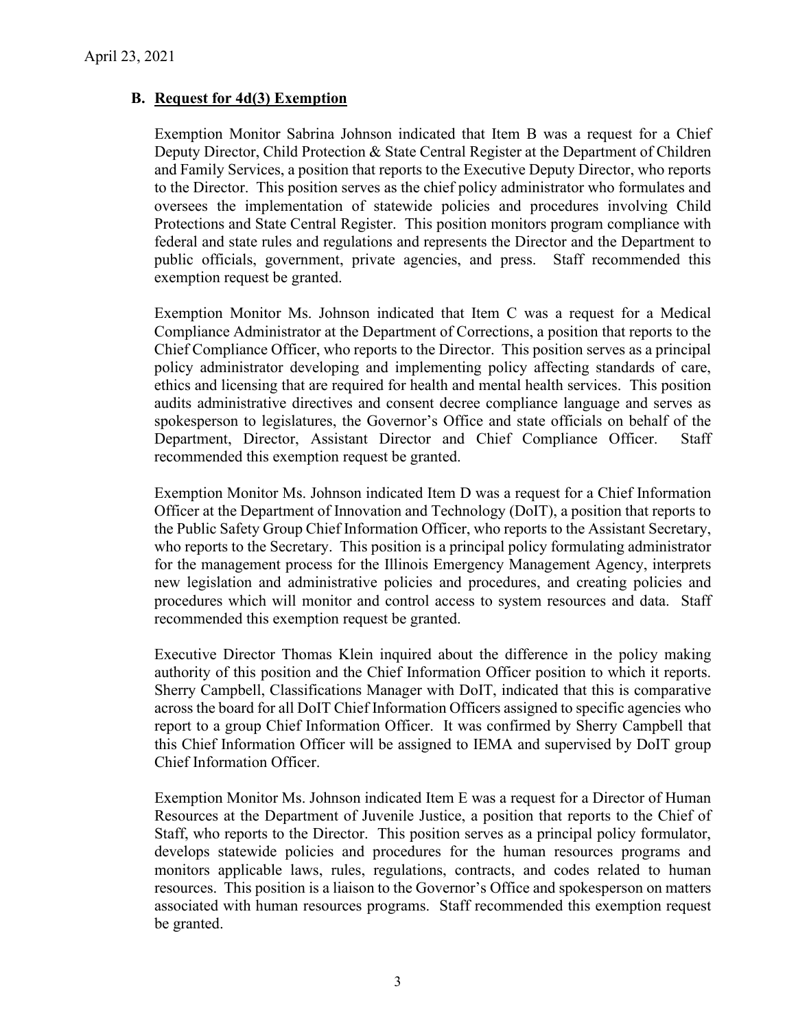## B. Request for 4d(3) Exemption

Exemption Monitor Sabrina Johnson indicated that Item B was a request for a Chief Deputy Director, Child Protection & State Central Register at the Department of Children and Family Services, a position that reports to the Executive Deputy Director, who reports to the Director. This position serves as the chief policy administrator who formulates and oversees the implementation of statewide policies and procedures involving Child Protections and State Central Register. This position monitors program compliance with federal and state rules and regulations and represents the Director and the Department to public officials, government, private agencies, and press. Staff recommended this exemption request be granted.

Exemption Monitor Ms. Johnson indicated that Item C was a request for a Medical Compliance Administrator at the Department of Corrections, a position that reports to the Chief Compliance Officer, who reports to the Director. This position serves as a principal policy administrator developing and implementing policy affecting standards of care, ethics and licensing that are required for health and mental health services. This position audits administrative directives and consent decree compliance language and serves as spokesperson to legislatures, the Governor's Office and state officials on behalf of the Department, Director, Assistant Director and Chief Compliance Officer. Staff recommended this exemption request be granted.

Exemption Monitor Ms. Johnson indicated Item D was a request for a Chief Information Officer at the Department of Innovation and Technology (DoIT), a position that reports to the Public Safety Group Chief Information Officer, who reports to the Assistant Secretary, who reports to the Secretary. This position is a principal policy formulating administrator for the management process for the Illinois Emergency Management Agency, interprets new legislation and administrative policies and procedures, and creating policies and procedures which will monitor and control access to system resources and data. Staff recommended this exemption request be granted.

Executive Director Thomas Klein inquired about the difference in the policy making authority of this position and the Chief Information Officer position to which it reports. Sherry Campbell, Classifications Manager with DoIT, indicated that this is comparative across the board for all DoIT Chief Information Officers assigned to specific agencies who report to a group Chief Information Officer. It was confirmed by Sherry Campbell that this Chief Information Officer will be assigned to IEMA and supervised by DoIT group Chief Information Officer.

Exemption Monitor Ms. Johnson indicated Item E was a request for a Director of Human Resources at the Department of Juvenile Justice, a position that reports to the Chief of Staff, who reports to the Director. This position serves as a principal policy formulator, develops statewide policies and procedures for the human resources programs and monitors applicable laws, rules, regulations, contracts, and codes related to human resources. This position is a liaison to the Governor's Office and spokesperson on matters associated with human resources programs. Staff recommended this exemption request be granted.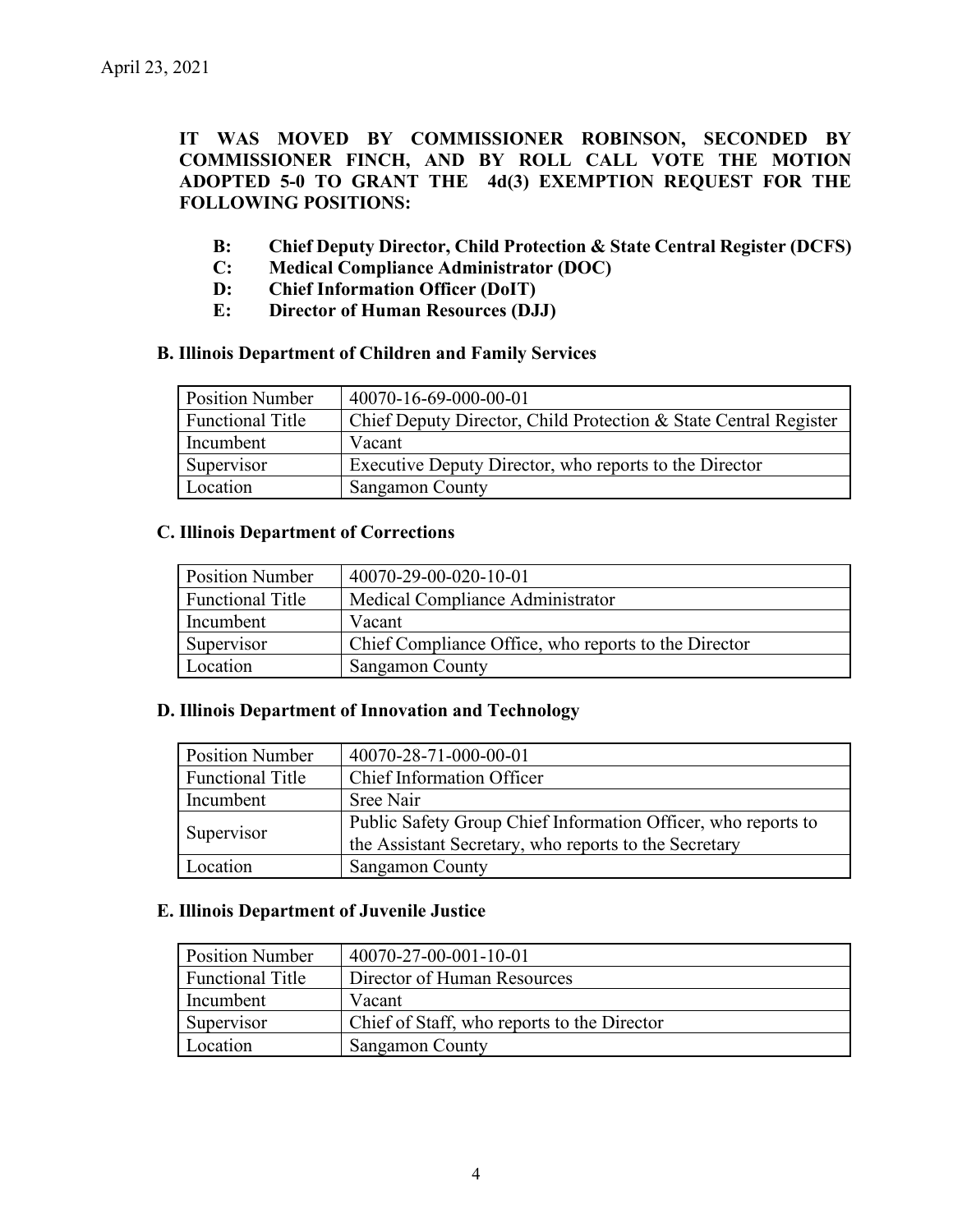April 23, 2021

**IT WAS MOVED BY COMMISSIONER ROBINSON, SECONDED BY COMMISSIONER FINCH, AND BY ROLL CALL VOTE THE MOTION ADOPTED 5-0 TO GRANT THE 4d(3) EXEMPTION REQUEST FOR THE FOLLOWING POSITIONS:**

- **B: Chief Deputy Director, Child Protection & State Central Register (DCFS)**
- **C: Medical Compliance Administrator (DOC)**
- **D: Chief Information Officer (DoIT)**
- **E: Director of Human Resources (DJJ)**

**B. Illinois Department of Children and Family Services**

| Position Number | 40070-16-69-000-00-01 |
|---|---|
| Functional Title | Chief Deputy Director, Child Protection & State Central Register |
| Incumbent | Vacant |
| Supervisor | Executive Deputy Director, who reports to the Director |
| Location | Sangamon County |

**C. Illinois Department of Corrections**

| Position Number | 40070-29-00-020-10-01 |
|---|---|
| Functional Title | Medical Compliance Administrator |
| Incumbent | Vacant |
| Supervisor | Chief Compliance Office, who reports to the Director |
| Location | Sangamon County |

**D. Illinois Department of Innovation and Technology**

| Position Number | 40070-28-71-000-00-01 |
|---|---|
| Functional Title | Chief Information Officer |
| Incumbent | Sree Nair |
| Supervisor | Public Safety Group Chief Information Officer, who reports to the Assistant Secretary, who reports to the Secretary |
| Location | Sangamon County |

**E. Illinois Department of Juvenile Justice**

| Position Number | 40070-27-00-001-10-01 |
|---|---|
| Functional Title | Director of Human Resources |
| Incumbent | Vacant |
| Supervisor | Chief of Staff, who reports to the Director |
| Location | Sangamon County |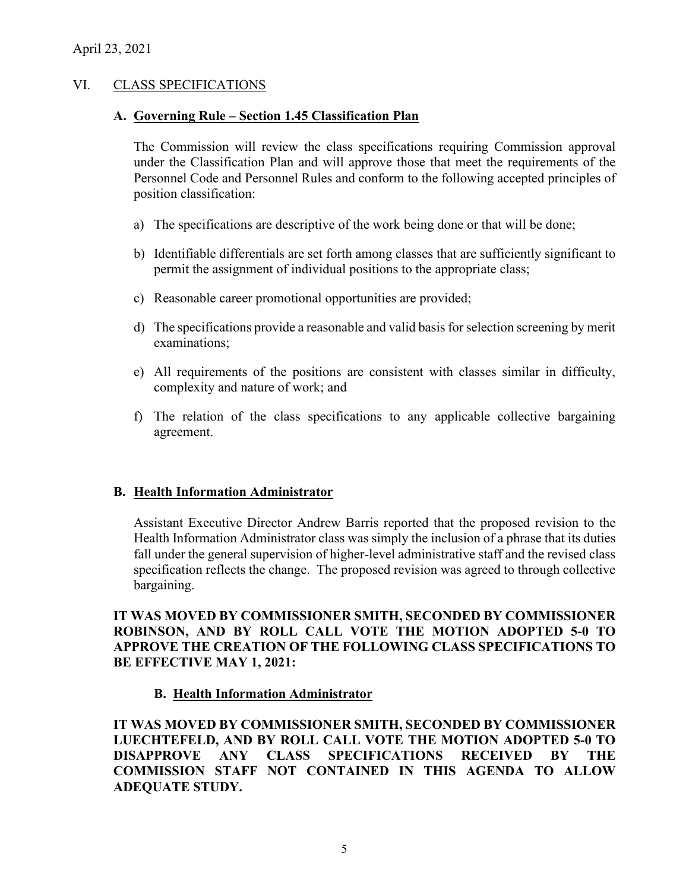April 23, 2021

## VI. CLASS SPECIFICATIONS

### A. Governing Rule – Section 1.45 Classification Plan

The Commission will review the class specifications requiring Commission approval under the Classification Plan and will approve those that meet the requirements of the Personnel Code and Personnel Rules and conform to the following accepted principles of position classification:

a) The specifications are descriptive of the work being done or that will be done;

b) Identifiable differentials are set forth among classes that are sufficiently significant to permit the assignment of individual positions to the appropriate class;

c) Reasonable career promotional opportunities are provided;

d) The specifications provide a reasonable and valid basis for selection screening by merit examinations;

e) All requirements of the positions are consistent with classes similar in difficulty, complexity and nature of work; and

f) The relation of the class specifications to any applicable collective bargaining agreement.

### B. Health Information Administrator

Assistant Executive Director Andrew Barris reported that the proposed revision to the Health Information Administrator class was simply the inclusion of a phrase that its duties fall under the general supervision of higher-level administrative staff and the revised class specification reflects the change. The proposed revision was agreed to through collective bargaining.

**IT WAS MOVED BY COMMISSIONER SMITH, SECONDED BY COMMISSIONER ROBINSON, AND BY ROLL CALL VOTE THE MOTION ADOPTED 5-0 TO APPROVE THE CREATION OF THE FOLLOWING CLASS SPECIFICATIONS TO BE EFFECTIVE MAY 1, 2021:**

**B. Health Information Administrator**

**IT WAS MOVED BY COMMISSIONER SMITH, SECONDED BY COMMISSIONER LUECHTEFELD, AND BY ROLL CALL VOTE THE MOTION ADOPTED 5-0 TO DISAPPROVE ANY CLASS SPECIFICATIONS RECEIVED BY THE COMMISSION STAFF NOT CONTAINED IN THIS AGENDA TO ALLOW ADEQUATE STUDY.**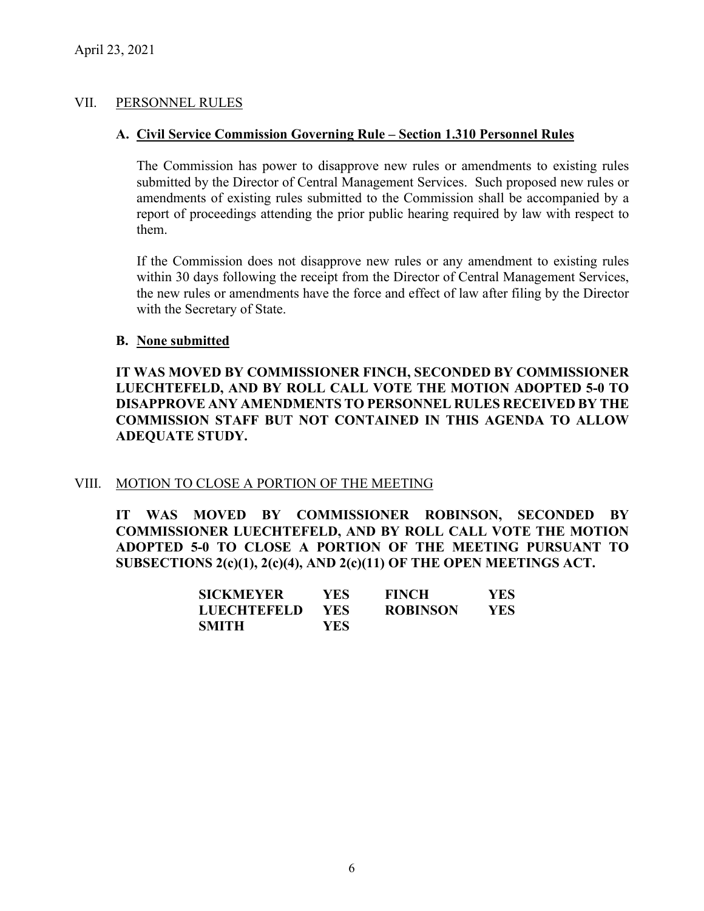April 23, 2021

## VII. PERSONNEL RULES

### A. Civil Service Commission Governing Rule – Section 1.310 Personnel Rules

The Commission has power to disapprove new rules or amendments to existing rules submitted by the Director of Central Management Services. Such proposed new rules or amendments of existing rules submitted to the Commission shall be accompanied by a report of proceedings attending the prior public hearing required by law with respect to them.

If the Commission does not disapprove new rules or any amendment to existing rules within 30 days following the receipt from the Director of Central Management Services, the new rules or amendments have the force and effect of law after filing by the Director with the Secretary of State.

### B. None submitted

**IT WAS MOVED BY COMMISSIONER FINCH, SECONDED BY COMMISSIONER LUECHTEFELD, AND BY ROLL CALL VOTE THE MOTION ADOPTED 5-0 TO DISAPPROVE ANY AMENDMENTS TO PERSONNEL RULES RECEIVED BY THE COMMISSION STAFF BUT NOT CONTAINED IN THIS AGENDA TO ALLOW ADEQUATE STUDY.**

## VIII. MOTION TO CLOSE A PORTION OF THE MEETING

**IT WAS MOVED BY COMMISSIONER ROBINSON, SECONDED BY COMMISSIONER LUECHTEFELD, AND BY ROLL CALL VOTE THE MOTION ADOPTED 5-0 TO CLOSE A PORTION OF THE MEETING PURSUANT TO SUBSECTIONS 2(c)(1), 2(c)(4), AND 2(c)(11) OF THE OPEN MEETINGS ACT.**

| | | | |
|---|---|---|---|
| **SICKMEYER** | **YES** | **FINCH** | **YES** |
| **LUECHTEFELD** | **YES** | **ROBINSON** | **YES** |
| **SMITH** | **YES** | | |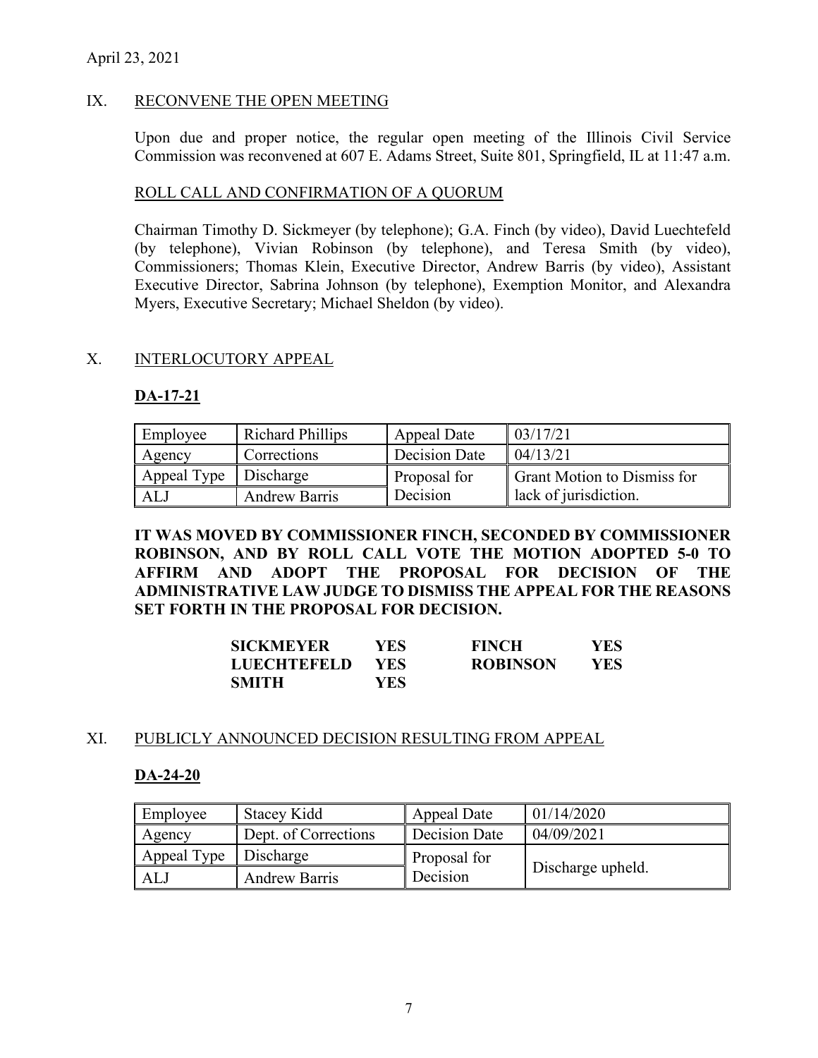April 23, 2021

## IX. RECONVENE THE OPEN MEETING

Upon due and proper notice, the regular open meeting of the Illinois Civil Service Commission was reconvened at 607 E. Adams Street, Suite 801, Springfield, IL at 11:47 a.m.

### ROLL CALL AND CONFIRMATION OF A QUORUM

Chairman Timothy D. Sickmeyer (by telephone); G.A. Finch (by video), David Luechtefeld (by telephone), Vivian Robinson (by telephone), and Teresa Smith (by video), Commissioners; Thomas Klein, Executive Director, Andrew Barris (by video), Assistant Executive Director, Sabrina Johnson (by telephone), Exemption Monitor, and Alexandra Myers, Executive Secretary; Michael Sheldon (by video).

## X. INTERLOCUTORY APPEAL

### DA-17-21

| Employee | Richard Phillips | Appeal Date | 03/17/21 |
|---|---|---|---|
| Agency | Corrections | Decision Date | 04/13/21 |
| Appeal Type | Discharge | Proposal for Decision | Grant Motion to Dismiss for lack of jurisdiction. |
| ALJ | Andrew Barris | | |

**IT WAS MOVED BY COMMISSIONER FINCH, SECONDED BY COMMISSIONER ROBINSON, AND BY ROLL CALL VOTE THE MOTION ADOPTED 5-0 TO AFFIRM AND ADOPT THE PROPOSAL FOR DECISION OF THE ADMINISTRATIVE LAW JUDGE TO DISMISS THE APPEAL FOR THE REASONS SET FORTH IN THE PROPOSAL FOR DECISION.**

| | | | |
|---|---|---|---|
| **SICKMEYER** | **YES** | **FINCH** | **YES** |
| **LUECHTEFELD** | **YES** | **ROBINSON** | **YES** |
| **SMITH** | **YES** | | |

## XI. PUBLICLY ANNOUNCED DECISION RESULTING FROM APPEAL

### DA-24-20

| Employee | Stacey Kidd | Appeal Date | 01/14/2020 |
|---|---|---|---|
| Agency | Dept. of Corrections | Decision Date | 04/09/2021 |
| Appeal Type | Discharge | Proposal for Decision | Discharge upheld. |
| ALJ | Andrew Barris | | |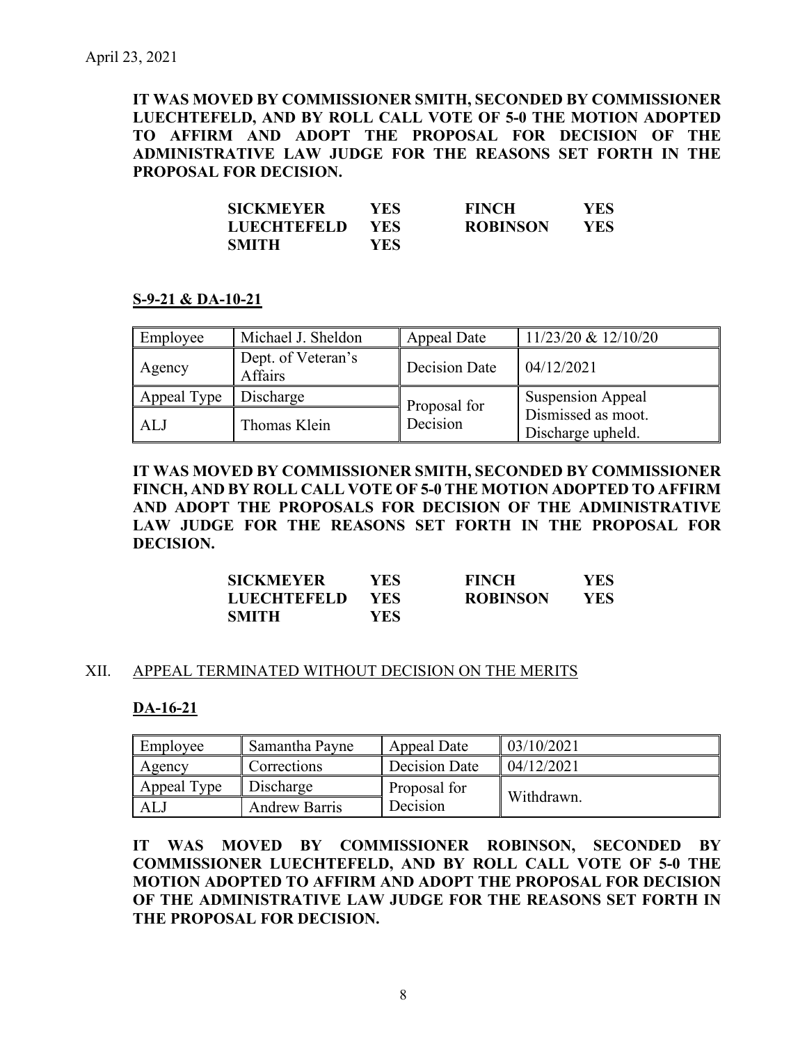April 23, 2021

**IT WAS MOVED BY COMMISSIONER SMITH, SECONDED BY COMMISSIONER LUECHTEFELD, AND BY ROLL CALL VOTE OF 5-0 THE MOTION ADOPTED TO AFFIRM AND ADOPT THE PROPOSAL FOR DECISION OF THE ADMINISTRATIVE LAW JUDGE FOR THE REASONS SET FORTH IN THE PROPOSAL FOR DECISION.**

| | | | |
|---|---|---|---|
| **SICKMEYER** | **YES** | **FINCH** | **YES** |
| **LUECHTEFELD** | **YES** | **ROBINSON** | **YES** |
| **SMITH** | **YES** | | |

**S-9-21 & DA-10-21**

| | | | |
|---|---|---|---|
| Employee | Michael J. Sheldon | Appeal Date | 11/23/20 & 12/10/20 |
| Agency | Dept. of Veteran's Affairs | Decision Date | 04/12/2021 |
| Appeal Type | Discharge | Proposal for Decision | Suspension Appeal Dismissed as moot. Discharge upheld. |
| ALJ | Thomas Klein | | |

**IT WAS MOVED BY COMMISSIONER SMITH, SECONDED BY COMMISSIONER FINCH, AND BY ROLL CALL VOTE OF 5-0 THE MOTION ADOPTED TO AFFIRM AND ADOPT THE PROPOSALS FOR DECISION OF THE ADMINISTRATIVE LAW JUDGE FOR THE REASONS SET FORTH IN THE PROPOSAL FOR DECISION.**

| | | | |
|---|---|---|---|
| **SICKMEYER** | **YES** | **FINCH** | **YES** |
| **LUECHTEFELD** | **YES** | **ROBINSON** | **YES** |
| **SMITH** | **YES** | | |

## XII. APPEAL TERMINATED WITHOUT DECISION ON THE MERITS

**DA-16-21**

| | | | |
|---|---|---|---|
| Employee | Samantha Payne | Appeal Date | 03/10/2021 |
| Agency | Corrections | Decision Date | 04/12/2021 |
| Appeal Type | Discharge | Proposal for Decision | Withdrawn. |
| ALJ | Andrew Barris | | |

**IT WAS MOVED BY COMMISSIONER ROBINSON, SECONDED BY COMMISSIONER LUECHTEFELD, AND BY ROLL CALL VOTE OF 5-0 THE MOTION ADOPTED TO AFFIRM AND ADOPT THE PROPOSAL FOR DECISION OF THE ADMINISTRATIVE LAW JUDGE FOR THE REASONS SET FORTH IN THE PROPOSAL FOR DECISION.**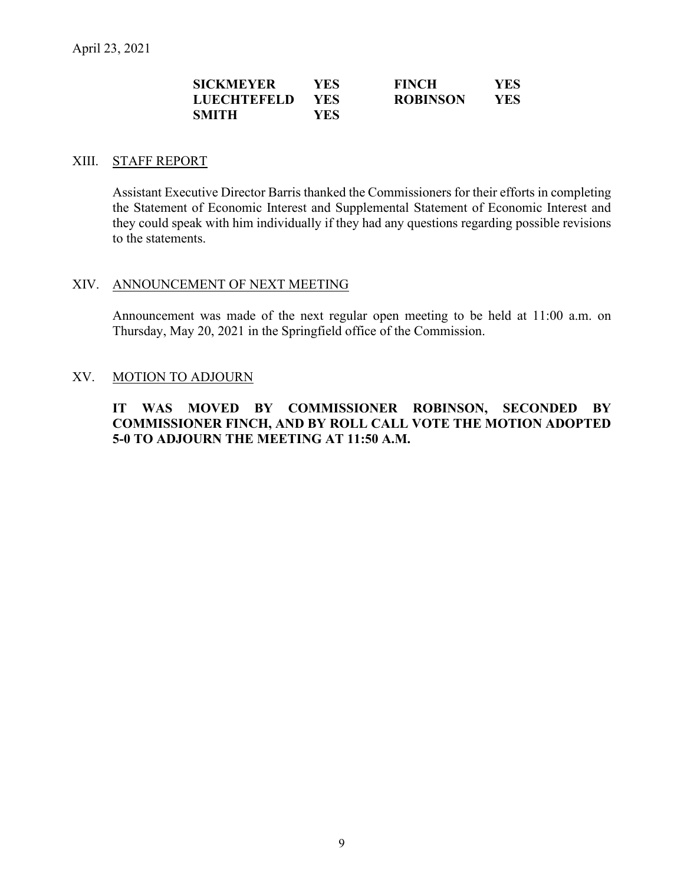April 23, 2021

| | | | |
|---|---|---|---|
| **SICKMEYER** | **YES** | **FINCH** | **YES** |
| **LUECHTEFELD** | **YES** | **ROBINSON** | **YES** |
| **SMITH** | **YES** | | |

## XIII. STAFF REPORT

Assistant Executive Director Barris thanked the Commissioners for their efforts in completing the Statement of Economic Interest and Supplemental Statement of Economic Interest and they could speak with him individually if they had any questions regarding possible revisions to the statements.

## XIV. ANNOUNCEMENT OF NEXT MEETING

Announcement was made of the next regular open meeting to be held at 11:00 a.m. on Thursday, May 20, 2021 in the Springfield office of the Commission.

## XV. MOTION TO ADJOURN

**IT WAS MOVED BY COMMISSIONER ROBINSON, SECONDED BY COMMISSIONER FINCH, AND BY ROLL CALL VOTE THE MOTION ADOPTED 5-0 TO ADJOURN THE MEETING AT 11:50 A.M.**